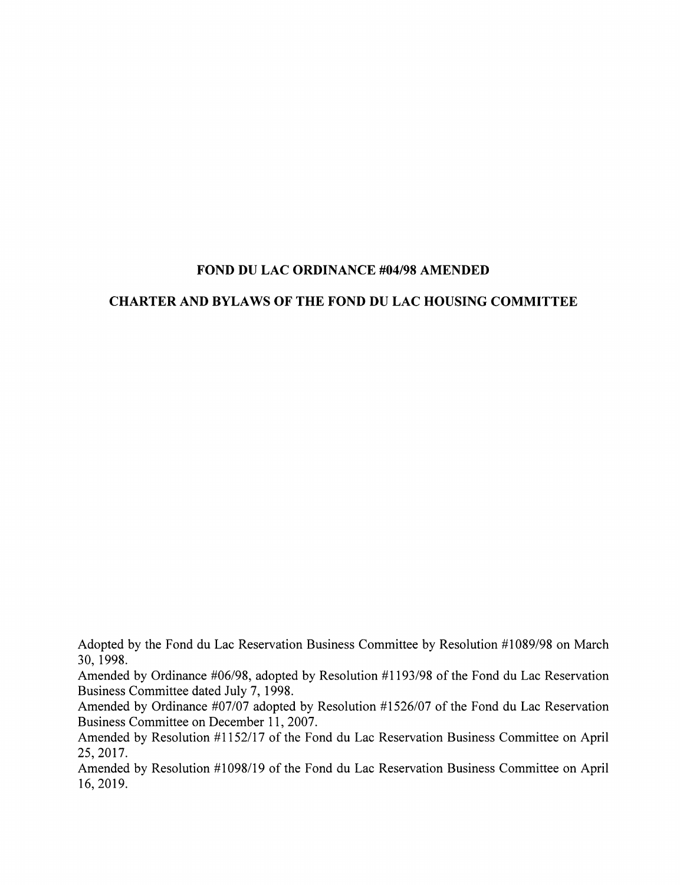# FOND DU LAC ORDINANCE #04/98 AMENDED

## CHARTER AND BYLAWS OF THE FOND DU LAC HOUSING COMMITTEE

Adopted by the Fond du Lac Reservation Business Committee by Resolution #1089/98 on March 30, 1998.

Amended by Ordinance #06/98, adopted by Resolution #1193/98 of the Fond du Lac Reservation Business Committee dated July 7, 1998.

Amended by Ordinance #07/07 adopted by Resolution #1526/07 of the Fond du Lac Reservation Business Committee on December 11, 2007.

Amended by Resolution #1152/17 of the Fond du Lac Reservation Business Committee on April 25, 2017.

Amended by Resolution #1098/19 of the Fond du Lac Reservation Business Committee on April 16, 2019.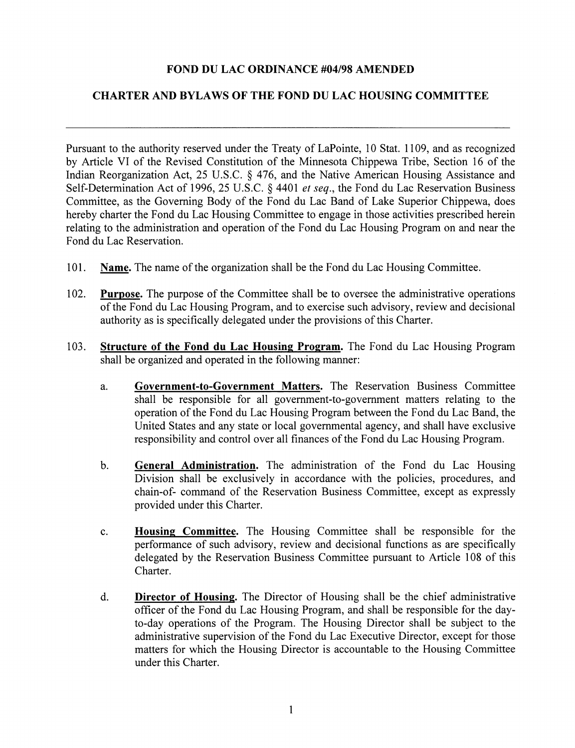**FOND DU LAC ORDINANCE #04/98 AMENDED**

**CHARTER AND BYLAWS OF THE FOND DU LAC HOUSING COMMITTEE**

---

Pursuant to the authority reserved under the Treaty of LaPointe, 10 Stat. 1109, and as recognized by Article VI of the Revised Constitution of the Minnesota Chippewa Tribe, Section 16 of the Indian Reorganization Act, 25 U.S.C. § 476, and the Native American Housing Assistance and Self-Determination Act of 1996, 25 U.S.C. § 4401 *et seq*., the Fond du Lac Reservation Business Committee, as the Governing Body of the Fond du Lac Band of Lake Superior Chippewa, does hereby charter the Fond du Lac Housing Committee to engage in those activities prescribed herein relating to the administration and operation of the Fond du Lac Housing Program on and near the Fond du Lac Reservation.

101. **Name.** The name of the organization shall be the Fond du Lac Housing Committee.

102. **Purpose.** The purpose of the Committee shall be to oversee the administrative operations of the Fond du Lac Housing Program, and to exercise such advisory, review and decisional authority as is specifically delegated under the provisions of this Charter.

103. **Structure of the Fond du Lac Housing Program.** The Fond du Lac Housing Program shall be organized and operated in the following manner:

    a. **Government-to-Government Matters.** The Reservation Business Committee shall be responsible for all government-to-government matters relating to the operation of the Fond du Lac Housing Program between the Fond du Lac Band, the United States and any state or local governmental agency, and shall have exclusive responsibility and control over all finances of the Fond du Lac Housing Program.

    b. **General Administration.** The administration of the Fond du Lac Housing Division shall be exclusively in accordance with the policies, procedures, and chain-of- command of the Reservation Business Committee, except as expressly provided under this Charter.

    c. **Housing Committee.** The Housing Committee shall be responsible for the performance of such advisory, review and decisional functions as are specifically delegated by the Reservation Business Committee pursuant to Article 108 of this Charter.

    d. **Director of Housing.** The Director of Housing shall be the chief administrative officer of the Fond du Lac Housing Program, and shall be responsible for the day-to-day operations of the Program. The Housing Director shall be subject to the administrative supervision of the Fond du Lac Executive Director, except for those matters for which the Housing Director is accountable to the Housing Committee under this Charter.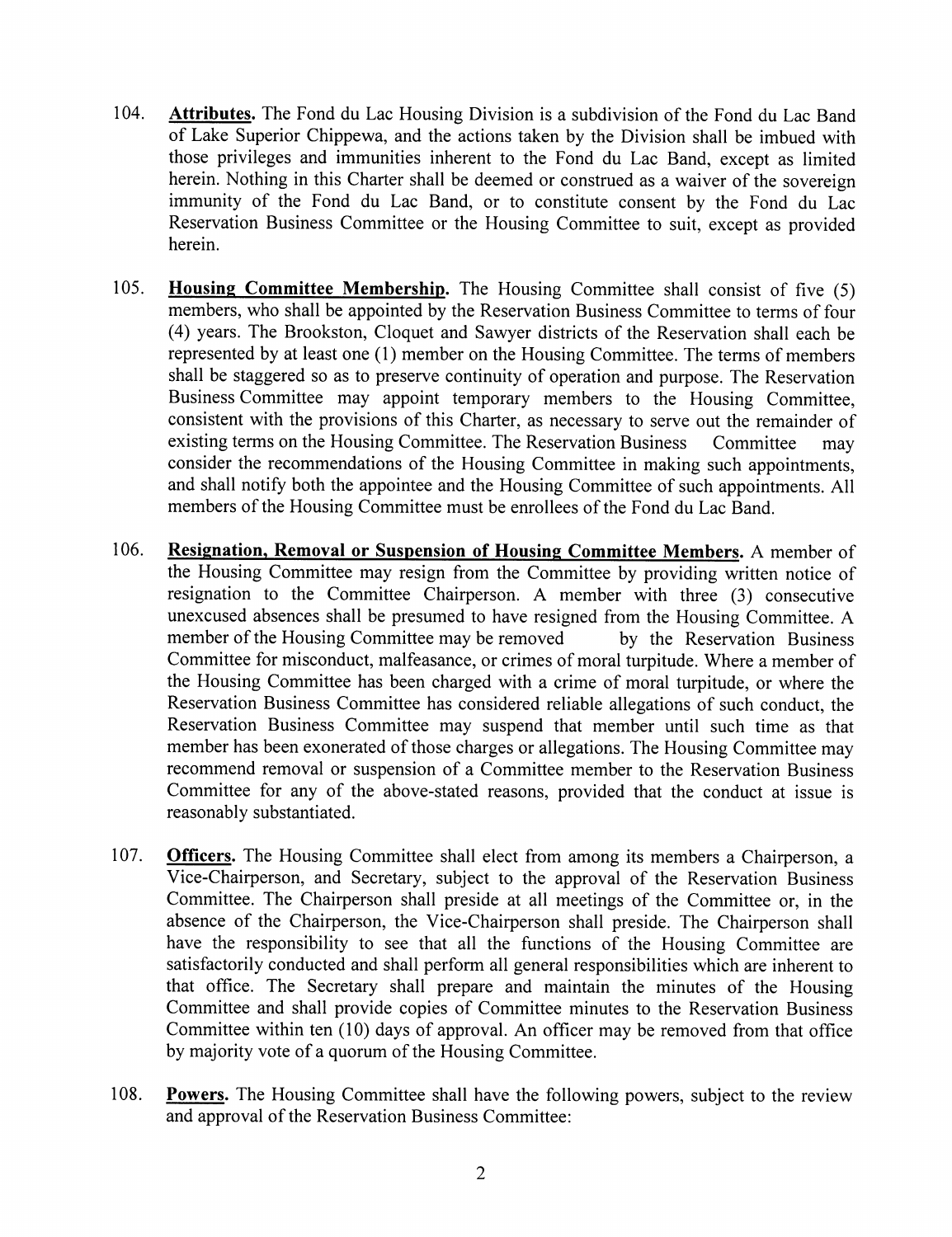104. **Attributes.** The Fond du Lac Housing Division is a subdivision of the Fond du Lac Band of Lake Superior Chippewa, and the actions taken by the Division shall be imbued with those privileges and immunities inherent to the Fond du Lac Band, except as limited herein. Nothing in this Charter shall be deemed or construed as a waiver of the sovereign immunity of the Fond du Lac Band, or to constitute consent by the Fond du Lac Reservation Business Committee or the Housing Committee to suit, except as provided herein.

105. **Housing Committee Membership.** The Housing Committee shall consist of five (5) members, who shall be appointed by the Reservation Business Committee to terms of four (4) years. The Brookston, Cloquet and Sawyer districts of the Reservation shall each be represented by at least one (1) member on the Housing Committee. The terms of members shall be staggered so as to preserve continuity of operation and purpose. The Reservation Business Committee may appoint temporary members to the Housing Committee, consistent with the provisions of this Charter, as necessary to serve out the remainder of existing terms on the Housing Committee. The Reservation Business Committee may consider the recommendations of the Housing Committee in making such appointments, and shall notify both the appointee and the Housing Committee of such appointments. All members of the Housing Committee must be enrollees of the Fond du Lac Band.

106. **Resignation, Removal or Suspension of Housing Committee Members.** A member of the Housing Committee may resign from the Committee by providing written notice of resignation to the Committee Chairperson. A member with three (3) consecutive unexcused absences shall be presumed to have resigned from the Housing Committee. A member of the Housing Committee may be removed by the Reservation Business Committee for misconduct, malfeasance, or crimes of moral turpitude. Where a member of the Housing Committee has been charged with a crime of moral turpitude, or where the Reservation Business Committee has considered reliable allegations of such conduct, the Reservation Business Committee may suspend that member until such time as that member has been exonerated of those charges or allegations. The Housing Committee may recommend removal or suspension of a Committee member to the Reservation Business Committee for any of the above-stated reasons, provided that the conduct at issue is reasonably substantiated.

107. **Officers.** The Housing Committee shall elect from among its members a Chairperson, a Vice-Chairperson, and Secretary, subject to the approval of the Reservation Business Committee. The Chairperson shall preside at all meetings of the Committee or, in the absence of the Chairperson, the Vice-Chairperson shall preside. The Chairperson shall have the responsibility to see that all the functions of the Housing Committee are satisfactorily conducted and shall perform all general responsibilities which are inherent to that office. The Secretary shall prepare and maintain the minutes of the Housing Committee and shall provide copies of Committee minutes to the Reservation Business Committee within ten (10) days of approval. An officer may be removed from that office by majority vote of a quorum of the Housing Committee.

108. **Powers.** The Housing Committee shall have the following powers, subject to the review and approval of the Reservation Business Committee: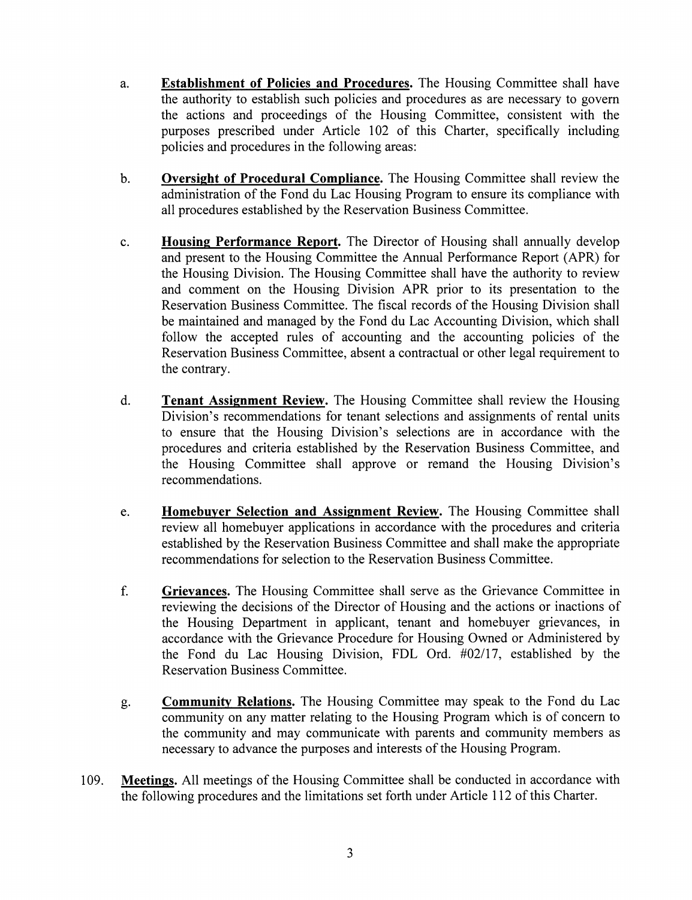a. **Establishment of Policies and Procedures.** The Housing Committee shall have the authority to establish such policies and procedures as are necessary to govern the actions and proceedings of the Housing Committee, consistent with the purposes prescribed under Article 102 of this Charter, specifically including policies and procedures in the following areas:

b. **Oversight of Procedural Compliance.** The Housing Committee shall review the administration of the Fond du Lac Housing Program to ensure its compliance with all procedures established by the Reservation Business Committee.

c. **Housing Performance Report.** The Director of Housing shall annually develop and present to the Housing Committee the Annual Performance Report (APR) for the Housing Division. The Housing Committee shall have the authority to review and comment on the Housing Division APR prior to its presentation to the Reservation Business Committee. The fiscal records of the Housing Division shall be maintained and managed by the Fond du Lac Accounting Division, which shall follow the accepted rules of accounting and the accounting policies of the Reservation Business Committee, absent a contractual or other legal requirement to the contrary.

d. **Tenant Assignment Review.** The Housing Committee shall review the Housing Division's recommendations for tenant selections and assignments of rental units to ensure that the Housing Division's selections are in accordance with the procedures and criteria established by the Reservation Business Committee, and the Housing Committee shall approve or remand the Housing Division's recommendations.

e. **Homebuyer Selection and Assignment Review.** The Housing Committee shall review all homebuyer applications in accordance with the procedures and criteria established by the Reservation Business Committee and shall make the appropriate recommendations for selection to the Reservation Business Committee.

f. **Grievances.** The Housing Committee shall serve as the Grievance Committee in reviewing the decisions of the Director of Housing and the actions or inactions of the Housing Department in applicant, tenant and homebuyer grievances, in accordance with the Grievance Procedure for Housing Owned or Administered by the Fond du Lac Housing Division, FDL Ord. #02/17, established by the Reservation Business Committee.

g. **Community Relations.** The Housing Committee may speak to the Fond du Lac community on any matter relating to the Housing Program which is of concern to the community and may communicate with parents and community members as necessary to advance the purposes and interests of the Housing Program.

109. **Meetings.** All meetings of the Housing Committee shall be conducted in accordance with the following procedures and the limitations set forth under Article 112 of this Charter.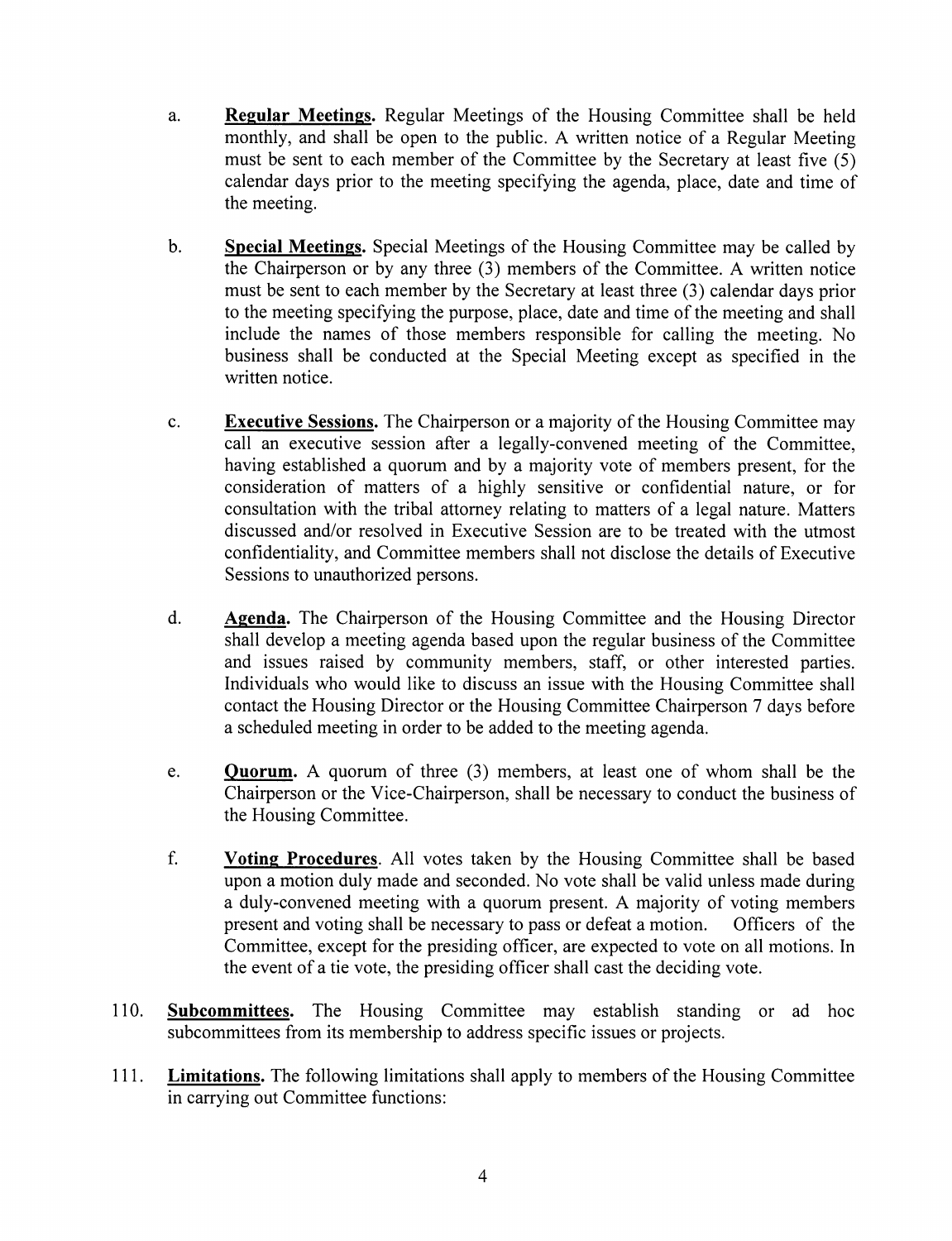a. **Regular Meetings.** Regular Meetings of the Housing Committee shall be held monthly, and shall be open to the public. A written notice of a Regular Meeting must be sent to each member of the Committee by the Secretary at least five (5) calendar days prior to the meeting specifying the agenda, place, date and time of the meeting.

b. **Special Meetings.** Special Meetings of the Housing Committee may be called by the Chairperson or by any three (3) members of the Committee. A written notice must be sent to each member by the Secretary at least three (3) calendar days prior to the meeting specifying the purpose, place, date and time of the meeting and shall include the names of those members responsible for calling the meeting. No business shall be conducted at the Special Meeting except as specified in the written notice.

c. **Executive Sessions.** The Chairperson or a majority of the Housing Committee may call an executive session after a legally-convened meeting of the Committee, having established a quorum and by a majority vote of members present, for the consideration of matters of a highly sensitive or confidential nature, or for consultation with the tribal attorney relating to matters of a legal nature. Matters discussed and/or resolved in Executive Session are to be treated with the utmost confidentiality, and Committee members shall not disclose the details of Executive Sessions to unauthorized persons.

d. **Agenda.** The Chairperson of the Housing Committee and the Housing Director shall develop a meeting agenda based upon the regular business of the Committee and issues raised by community members, staff, or other interested parties. Individuals who would like to discuss an issue with the Housing Committee shall contact the Housing Director or the Housing Committee Chairperson 7 days before a scheduled meeting in order to be added to the meeting agenda.

e. **Quorum.** A quorum of three (3) members, at least one of whom shall be the Chairperson or the Vice-Chairperson, shall be necessary to conduct the business of the Housing Committee.

f. **Voting Procedures**. All votes taken by the Housing Committee shall be based upon a motion duly made and seconded. No vote shall be valid unless made during a duly-convened meeting with a quorum present. A majority of voting members present and voting shall be necessary to pass or defeat a motion. Officers of the Committee, except for the presiding officer, are expected to vote on all motions. In the event of a tie vote, the presiding officer shall cast the deciding vote.

110. **Subcommittees.** The Housing Committee may establish standing or ad hoc subcommittees from its membership to address specific issues or projects.

111. **Limitations.** The following limitations shall apply to members of the Housing Committee in carrying out Committee functions: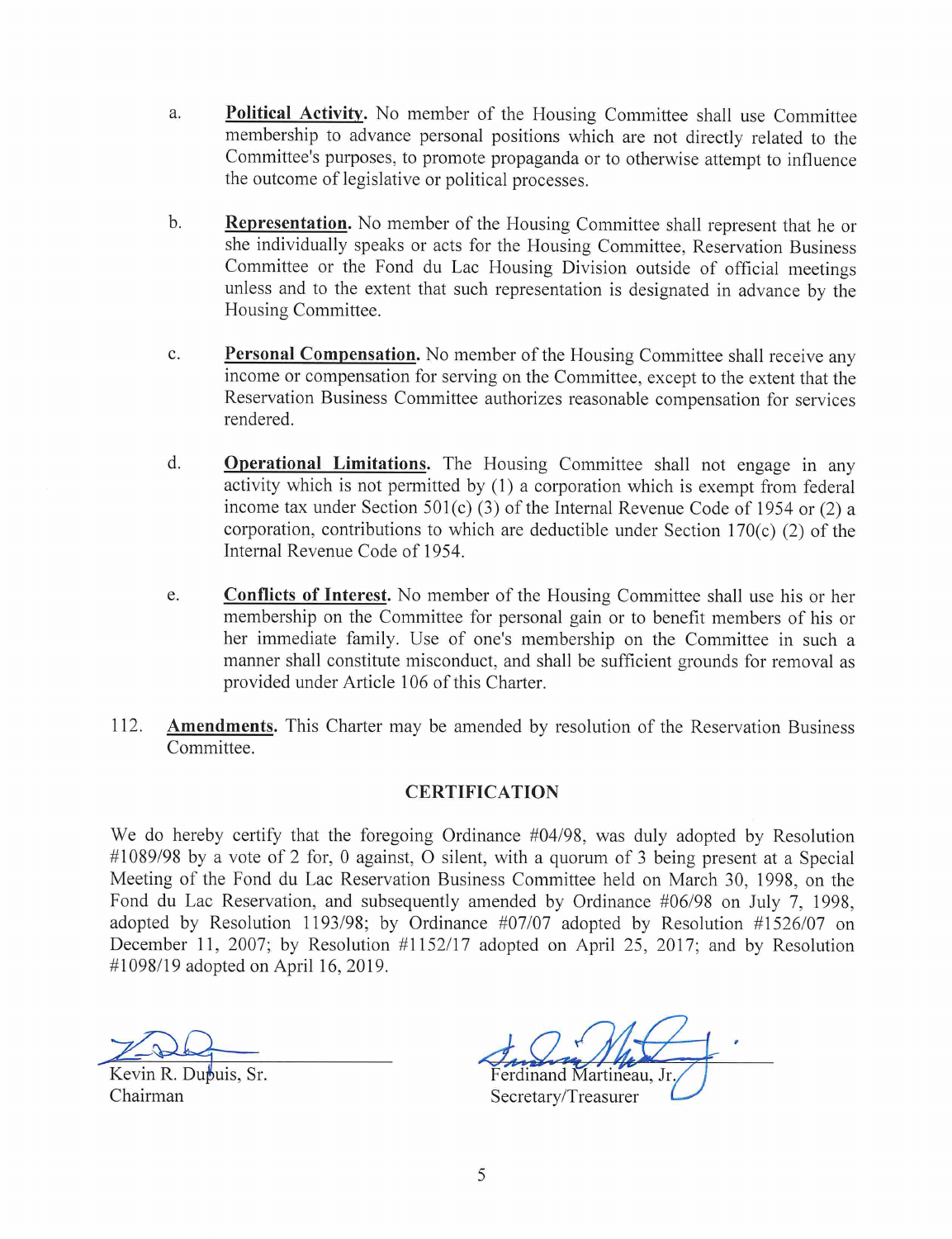a. **Political Activity.** No member of the Housing Committee shall use Committee membership to advance personal positions which are not directly related to the Committee's purposes, to promote propaganda or to otherwise attempt to influence the outcome of legislative or political processes.

b. **Representation.** No member of the Housing Committee shall represent that he or she individually speaks or acts for the Housing Committee, Reservation Business Committee or the Fond du Lac Housing Division outside of official meetings unless and to the extent that such representation is designated in advance by the Housing Committee.

c. **Personal Compensation.** No member of the Housing Committee shall receive any income or compensation for serving on the Committee, except to the extent that the Reservation Business Committee authorizes reasonable compensation for services rendered.

d. **Operational Limitations.** The Housing Committee shall not engage in any activity which is not permitted by (1) a corporation which is exempt from federal income tax under Section 501(c) (3) of the Internal Revenue Code of 1954 or (2) a corporation, contributions to which are deductible under Section 170(c) (2) of the Internal Revenue Code of 1954.

e. **Conflicts of Interest.** No member of the Housing Committee shall use his or her membership on the Committee for personal gain or to benefit members of his or her immediate family. Use of one's membership on the Committee in such a manner shall constitute misconduct, and shall be sufficient grounds for removal as provided under Article 106 of this Charter.

112. **Amendments.** This Charter may be amended by resolution of the Reservation Business Committee.

## CERTIFICATION

We do hereby certify that the foregoing Ordinance #04/98, was duly adopted by Resolution #1089/98 by a vote of 2 for, 0 against, O silent, with a quorum of 3 being present at a Special Meeting of the Fond du Lac Reservation Business Committee held on March 30, 1998, on the Fond du Lac Reservation, and subsequently amended by Ordinance #06/98 on July 7, 1998, adopted by Resolution 1193/98; by Ordinance #07/07 adopted by Resolution #1526/07 on December 11, 2007; by Resolution #1152/17 adopted on April 25, 2017; and by Resolution #1098/19 adopted on April 16, 2019.

Kevin R. Dupuis, Sr.
Chairman

Ferdinand Martineau, Jr.
Secretary/Treasurer